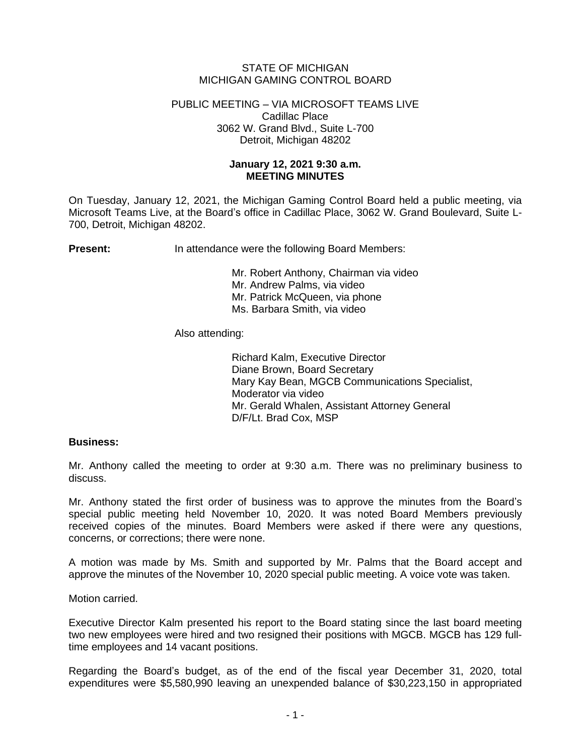STATE OF MICHIGAN
MICHIGAN GAMING CONTROL BOARD

PUBLIC MEETING – VIA MICROSOFT TEAMS LIVE
Cadillac Place
3062 W. Grand Blvd., Suite L-700
Detroit, Michigan 48202

**January 12, 2021 9:30 a.m.**
**MEETING MINUTES**

On Tuesday, January 12, 2021, the Michigan Gaming Control Board held a public meeting, via Microsoft Teams Live, at the Board's office in Cadillac Place, 3062 W. Grand Boulevard, Suite L-700, Detroit, Michigan 48202.

**Present:** In attendance were the following Board Members:

Mr. Robert Anthony, Chairman via video
Mr. Andrew Palms, via video
Mr. Patrick McQueen, via phone
Ms. Barbara Smith, via video

Also attending:

Richard Kalm, Executive Director
Diane Brown, Board Secretary
Mary Kay Bean, MGCB Communications Specialist, Moderator via video
Mr. Gerald Whalen, Assistant Attorney General
D/F/Lt. Brad Cox, MSP

**Business:**

Mr. Anthony called the meeting to order at 9:30 a.m. There was no preliminary business to discuss.

Mr. Anthony stated the first order of business was to approve the minutes from the Board's special public meeting held November 10, 2020. It was noted Board Members previously received copies of the minutes. Board Members were asked if there were any questions, concerns, or corrections; there were none.

A motion was made by Ms. Smith and supported by Mr. Palms that the Board accept and approve the minutes of the November 10, 2020 special public meeting. A voice vote was taken.

Motion carried.

Executive Director Kalm presented his report to the Board stating since the last board meeting two new employees were hired and two resigned their positions with MGCB. MGCB has 129 full-time employees and 14 vacant positions.

Regarding the Board's budget, as of the end of the fiscal year December 31, 2020, total expenditures were $5,580,990 leaving an unexpended balance of $30,223,150 in appropriated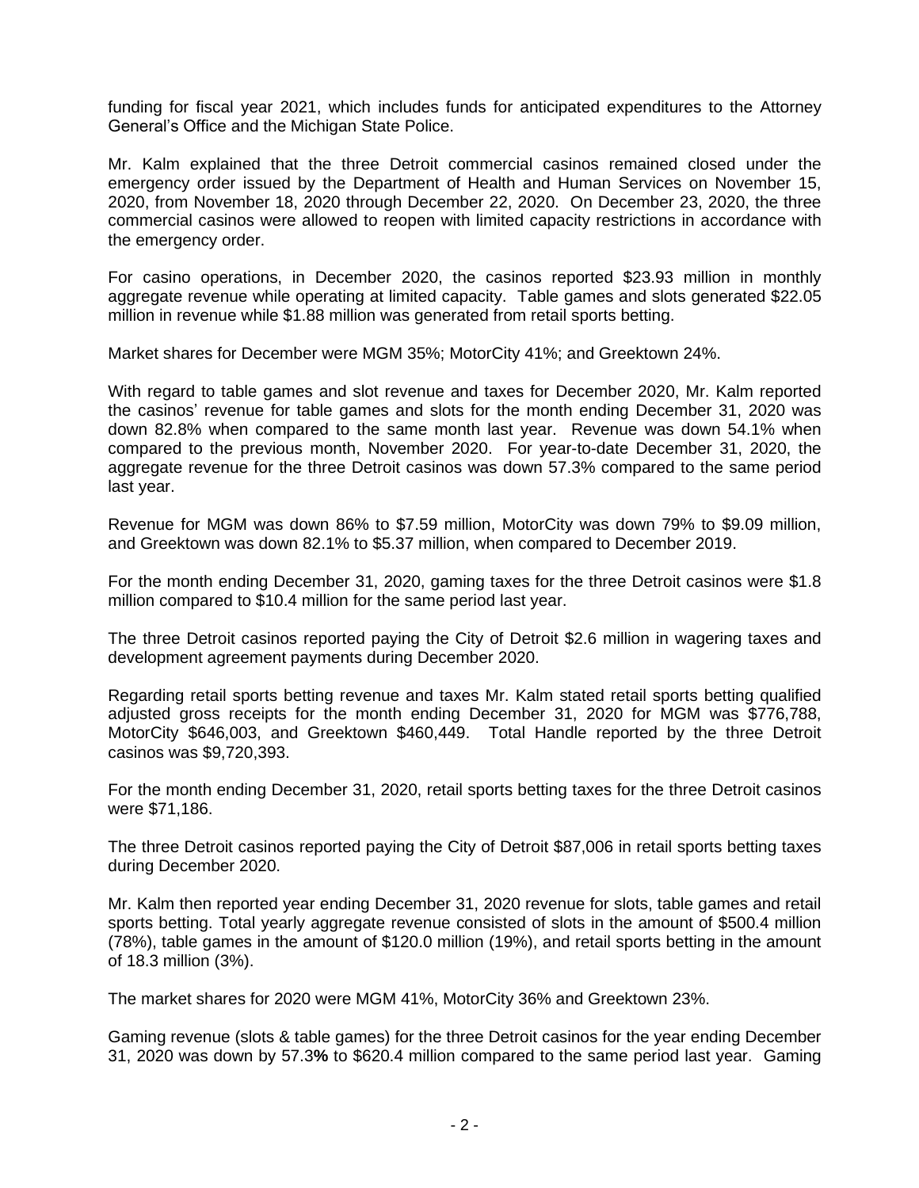funding for fiscal year 2021, which includes funds for anticipated expenditures to the Attorney General's Office and the Michigan State Police.

Mr. Kalm explained that the three Detroit commercial casinos remained closed under the emergency order issued by the Department of Health and Human Services on November 15, 2020, from November 18, 2020 through December 22, 2020. On December 23, 2020, the three commercial casinos were allowed to reopen with limited capacity restrictions in accordance with the emergency order.

For casino operations, in December 2020, the casinos reported $23.93 million in monthly aggregate revenue while operating at limited capacity. Table games and slots generated $22.05 million in revenue while $1.88 million was generated from retail sports betting.

Market shares for December were MGM 35%; MotorCity 41%; and Greektown 24%.

With regard to table games and slot revenue and taxes for December 2020, Mr. Kalm reported the casinos' revenue for table games and slots for the month ending December 31, 2020 was down 82.8% when compared to the same month last year. Revenue was down 54.1% when compared to the previous month, November 2020. For year-to-date December 31, 2020, the aggregate revenue for the three Detroit casinos was down 57.3% compared to the same period last year.

Revenue for MGM was down 86% to $7.59 million, MotorCity was down 79% to $9.09 million, and Greektown was down 82.1% to $5.37 million, when compared to December 2019.

For the month ending December 31, 2020, gaming taxes for the three Detroit casinos were $1.8 million compared to $10.4 million for the same period last year.

The three Detroit casinos reported paying the City of Detroit $2.6 million in wagering taxes and development agreement payments during December 2020.

Regarding retail sports betting revenue and taxes Mr. Kalm stated retail sports betting qualified adjusted gross receipts for the month ending December 31, 2020 for MGM was $776,788, MotorCity $646,003, and Greektown $460,449. Total Handle reported by the three Detroit casinos was $9,720,393.

For the month ending December 31, 2020, retail sports betting taxes for the three Detroit casinos were $71,186.

The three Detroit casinos reported paying the City of Detroit $87,006 in retail sports betting taxes during December 2020.

Mr. Kalm then reported year ending December 31, 2020 revenue for slots, table games and retail sports betting. Total yearly aggregate revenue consisted of slots in the amount of $500.4 million (78%), table games in the amount of $120.0 million (19%), and retail sports betting in the amount of 18.3 million (3%).

The market shares for 2020 were MGM 41%, MotorCity 36% and Greektown 23%.

Gaming revenue (slots & table games) for the three Detroit casinos for the year ending December 31, 2020 was down by 57.3**%** to $620.4 million compared to the same period last year. Gaming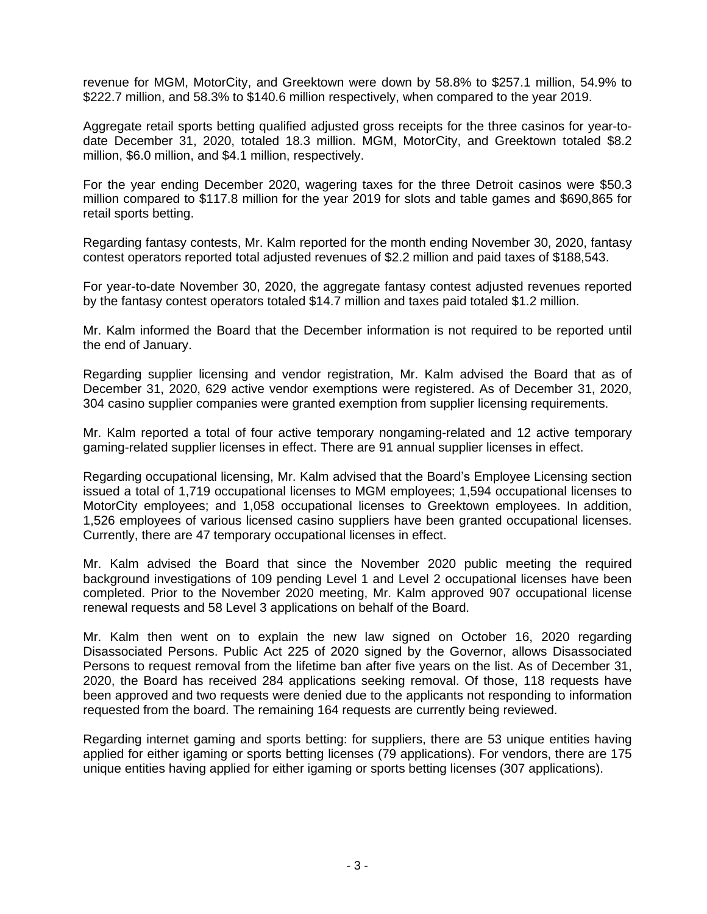revenue for MGM, MotorCity, and Greektown were down by 58.8% to $257.1 million, 54.9% to $222.7 million, and 58.3% to $140.6 million respectively, when compared to the year 2019.

Aggregate retail sports betting qualified adjusted gross receipts for the three casinos for year-to-date December 31, 2020, totaled 18.3 million. MGM, MotorCity, and Greektown totaled $8.2 million, $6.0 million, and $4.1 million, respectively.

For the year ending December 2020, wagering taxes for the three Detroit casinos were $50.3 million compared to $117.8 million for the year 2019 for slots and table games and $690,865 for retail sports betting.

Regarding fantasy contests, Mr. Kalm reported for the month ending November 30, 2020, fantasy contest operators reported total adjusted revenues of $2.2 million and paid taxes of $188,543.

For year-to-date November 30, 2020, the aggregate fantasy contest adjusted revenues reported by the fantasy contest operators totaled $14.7 million and taxes paid totaled $1.2 million.

Mr. Kalm informed the Board that the December information is not required to be reported until the end of January.

Regarding supplier licensing and vendor registration, Mr. Kalm advised the Board that as of December 31, 2020, 629 active vendor exemptions were registered. As of December 31, 2020, 304 casino supplier companies were granted exemption from supplier licensing requirements.

Mr. Kalm reported a total of four active temporary nongaming-related and 12 active temporary gaming-related supplier licenses in effect. There are 91 annual supplier licenses in effect.

Regarding occupational licensing, Mr. Kalm advised that the Board's Employee Licensing section issued a total of 1,719 occupational licenses to MGM employees; 1,594 occupational licenses to MotorCity employees; and 1,058 occupational licenses to Greektown employees. In addition, 1,526 employees of various licensed casino suppliers have been granted occupational licenses. Currently, there are 47 temporary occupational licenses in effect.

Mr. Kalm advised the Board that since the November 2020 public meeting the required background investigations of 109 pending Level 1 and Level 2 occupational licenses have been completed. Prior to the November 2020 meeting, Mr. Kalm approved 907 occupational license renewal requests and 58 Level 3 applications on behalf of the Board.

Mr. Kalm then went on to explain the new law signed on October 16, 2020 regarding Disassociated Persons. Public Act 225 of 2020 signed by the Governor, allows Disassociated Persons to request removal from the lifetime ban after five years on the list. As of December 31, 2020, the Board has received 284 applications seeking removal. Of those, 118 requests have been approved and two requests were denied due to the applicants not responding to information requested from the board. The remaining 164 requests are currently being reviewed.

Regarding internet gaming and sports betting: for suppliers, there are 53 unique entities having applied for either igaming or sports betting licenses (79 applications). For vendors, there are 175 unique entities having applied for either igaming or sports betting licenses (307 applications).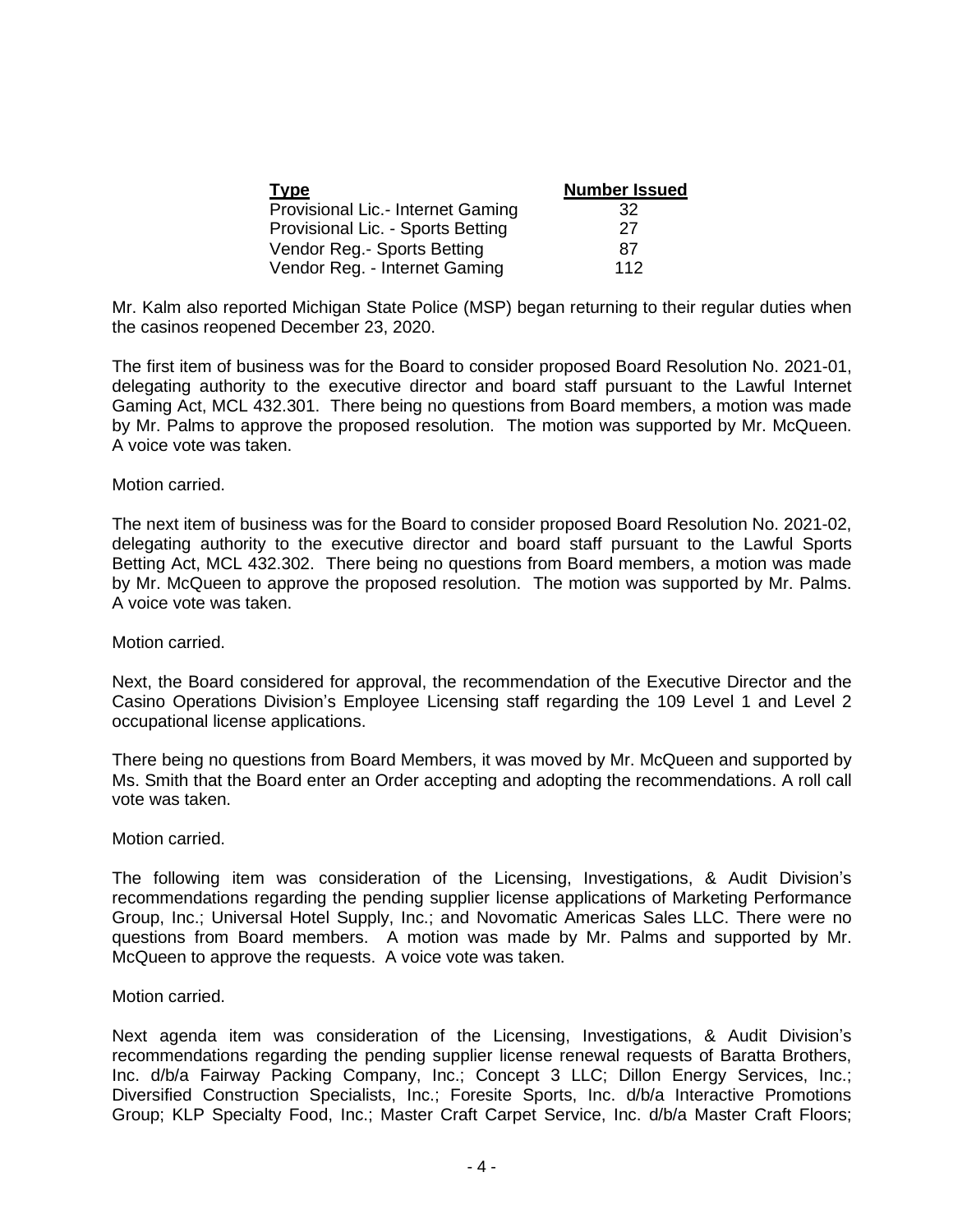| Type | Number Issued |
| --- | --- |
| Provisional Lic.- Internet Gaming | 32 |
| Provisional Lic. - Sports Betting | 27 |
| Vendor Reg.- Sports Betting | 87 |
| Vendor Reg. - Internet Gaming | 112 |

Mr. Kalm also reported Michigan State Police (MSP) began returning to their regular duties when the casinos reopened December 23, 2020.

The first item of business was for the Board to consider proposed Board Resolution No. 2021-01, delegating authority to the executive director and board staff pursuant to the Lawful Internet Gaming Act, MCL 432.301. There being no questions from Board members, a motion was made by Mr. Palms to approve the proposed resolution. The motion was supported by Mr. McQueen. A voice vote was taken.

Motion carried.

The next item of business was for the Board to consider proposed Board Resolution No. 2021-02, delegating authority to the executive director and board staff pursuant to the Lawful Sports Betting Act, MCL 432.302. There being no questions from Board members, a motion was made by Mr. McQueen to approve the proposed resolution. The motion was supported by Mr. Palms. A voice vote was taken.

Motion carried.

Next, the Board considered for approval, the recommendation of the Executive Director and the Casino Operations Division's Employee Licensing staff regarding the 109 Level 1 and Level 2 occupational license applications.

There being no questions from Board Members, it was moved by Mr. McQueen and supported by Ms. Smith that the Board enter an Order accepting and adopting the recommendations. A roll call vote was taken.

Motion carried.

The following item was consideration of the Licensing, Investigations, & Audit Division's recommendations regarding the pending supplier license applications of Marketing Performance Group, Inc.; Universal Hotel Supply, Inc.; and Novomatic Americas Sales LLC. There were no questions from Board members. A motion was made by Mr. Palms and supported by Mr. McQueen to approve the requests. A voice vote was taken.

Motion carried.

Next agenda item was consideration of the Licensing, Investigations, & Audit Division's recommendations regarding the pending supplier license renewal requests of Baratta Brothers, Inc. d/b/a Fairway Packing Company, Inc.; Concept 3 LLC; Dillon Energy Services, Inc.; Diversified Construction Specialists, Inc.; Foresite Sports, Inc. d/b/a Interactive Promotions Group; KLP Specialty Food, Inc.; Master Craft Carpet Service, Inc. d/b/a Master Craft Floors;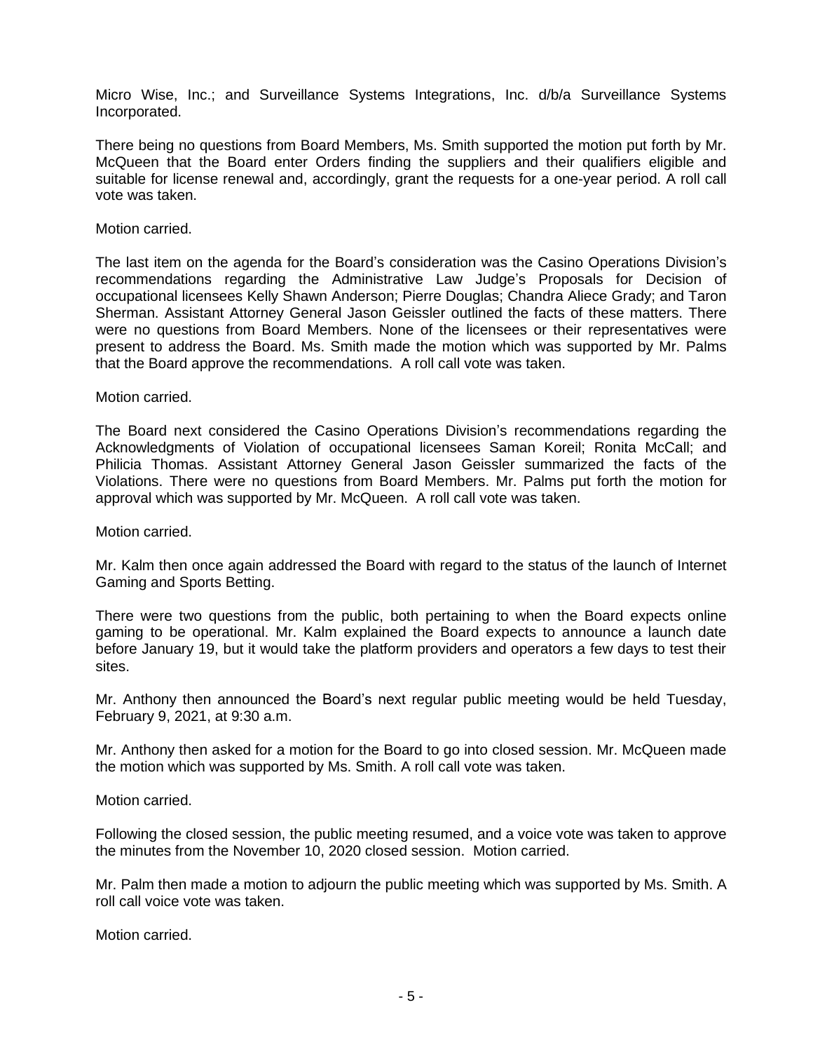Micro Wise, Inc.; and Surveillance Systems Integrations, Inc. d/b/a Surveillance Systems Incorporated.

There being no questions from Board Members, Ms. Smith supported the motion put forth by Mr. McQueen that the Board enter Orders finding the suppliers and their qualifiers eligible and suitable for license renewal and, accordingly, grant the requests for a one-year period. A roll call vote was taken.

Motion carried.

The last item on the agenda for the Board's consideration was the Casino Operations Division's recommendations regarding the Administrative Law Judge's Proposals for Decision of occupational licensees Kelly Shawn Anderson; Pierre Douglas; Chandra Aliece Grady; and Taron Sherman. Assistant Attorney General Jason Geissler outlined the facts of these matters. There were no questions from Board Members. None of the licensees or their representatives were present to address the Board. Ms. Smith made the motion which was supported by Mr. Palms that the Board approve the recommendations. A roll call vote was taken.

Motion carried.

The Board next considered the Casino Operations Division's recommendations regarding the Acknowledgments of Violation of occupational licensees Saman Koreil; Ronita McCall; and Philicia Thomas. Assistant Attorney General Jason Geissler summarized the facts of the Violations. There were no questions from Board Members. Mr. Palms put forth the motion for approval which was supported by Mr. McQueen. A roll call vote was taken.

Motion carried.

Mr. Kalm then once again addressed the Board with regard to the status of the launch of Internet Gaming and Sports Betting.

There were two questions from the public, both pertaining to when the Board expects online gaming to be operational. Mr. Kalm explained the Board expects to announce a launch date before January 19, but it would take the platform providers and operators a few days to test their sites.

Mr. Anthony then announced the Board's next regular public meeting would be held Tuesday, February 9, 2021, at 9:30 a.m.

Mr. Anthony then asked for a motion for the Board to go into closed session. Mr. McQueen made the motion which was supported by Ms. Smith. A roll call vote was taken.

Motion carried.

Following the closed session, the public meeting resumed, and a voice vote was taken to approve the minutes from the November 10, 2020 closed session. Motion carried.

Mr. Palm then made a motion to adjourn the public meeting which was supported by Ms. Smith. A roll call voice vote was taken.

Motion carried.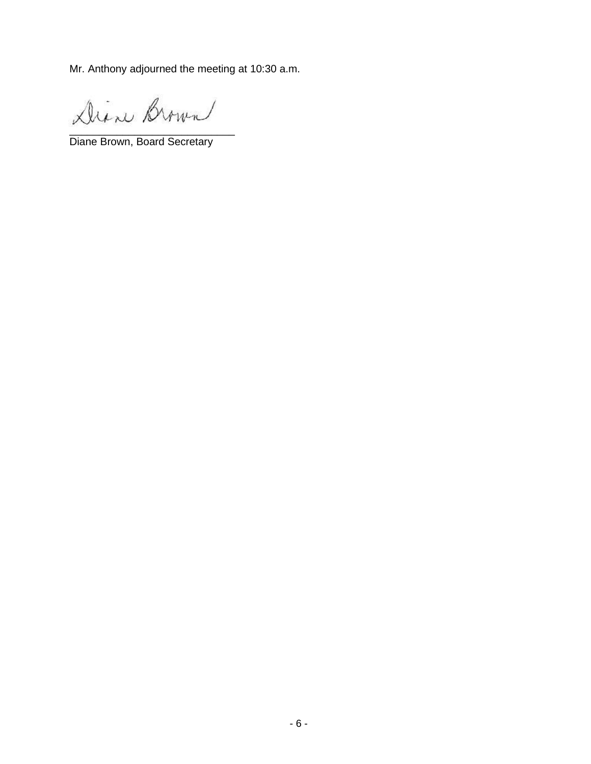Mr. Anthony adjourned the meeting at 10:30 a.m.

Diane Brown

\_\_\_\_\_\_\_\_\_\_\_\_\_\_\_\_\_\_\_\_\_\_\_\_\_\_\_\_\_\_

Diane Brown, Board Secretary